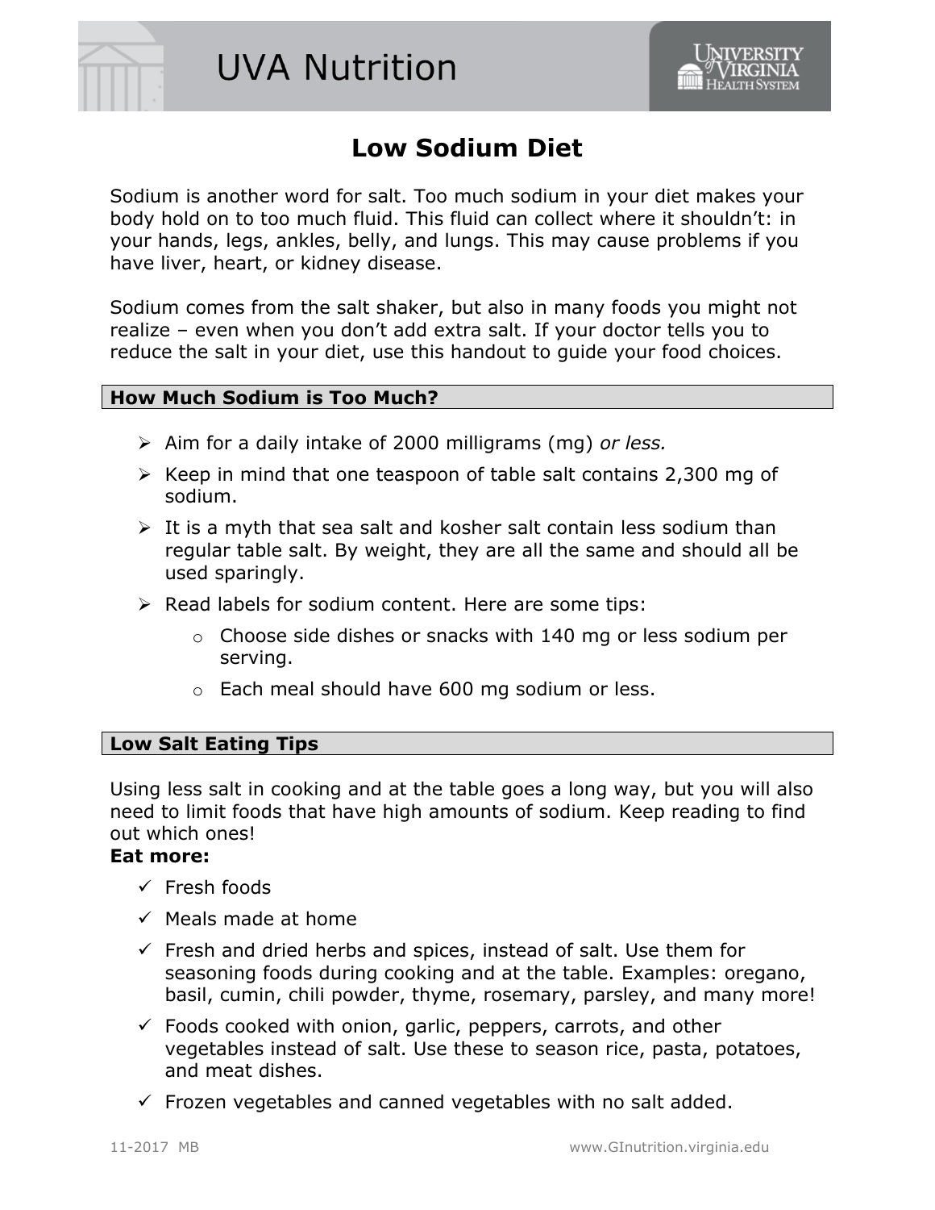# UVA Nutrition

## Low Sodium Diet

Sodium is another word for salt. Too much sodium in your diet makes your body hold on to too much fluid. This fluid can collect where it shouldn't: in your hands, legs, ankles, belly, and lungs. This may cause problems if you have liver, heart, or kidney disease.

Sodium comes from the salt shaker, but also in many foods you might not realize – even when you don't add extra salt. If your doctor tells you to reduce the salt in your diet, use this handout to guide your food choices.

### How Much Sodium is Too Much?

- Aim for a daily intake of 2000 milligrams (mg) *or less.*
- Keep in mind that one teaspoon of table salt contains 2,300 mg of sodium.
- It is a myth that sea salt and kosher salt contain less sodium than regular table salt. By weight, they are all the same and should all be used sparingly.
- Read labels for sodium content. Here are some tips:
  - Choose side dishes or snacks with 140 mg or less sodium per serving.
  - Each meal should have 600 mg sodium or less.

### Low Salt Eating Tips

Using less salt in cooking and at the table goes a long way, but you will also need to limit foods that have high amounts of sodium. Keep reading to find out which ones!

**Eat more:**

- ✓ Fresh foods
- ✓ Meals made at home
- ✓ Fresh and dried herbs and spices, instead of salt. Use them for seasoning foods during cooking and at the table. Examples: oregano, basil, cumin, chili powder, thyme, rosemary, parsley, and many more!
- ✓ Foods cooked with onion, garlic, peppers, carrots, and other vegetables instead of salt. Use these to season rice, pasta, potatoes, and meat dishes.
- ✓ Frozen vegetables and canned vegetables with no salt added.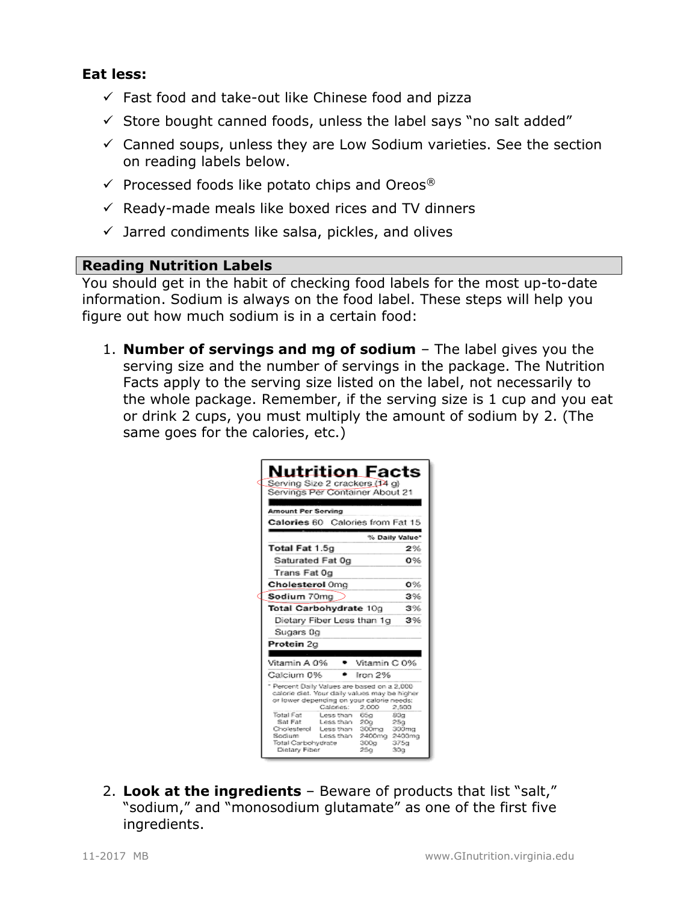**Eat less:**

- ✓ Fast food and take-out like Chinese food and pizza
- ✓ Store bought canned foods, unless the label says "no salt added"
- ✓ Canned soups, unless they are Low Sodium varieties. See the section on reading labels below.
- ✓ Processed foods like potato chips and Oreos®
- ✓ Ready-made meals like boxed rices and TV dinners
- ✓ Jarred condiments like salsa, pickles, and olives

## Reading Nutrition Labels

You should get in the habit of checking food labels for the most up-to-date information. Sodium is always on the food label. These steps will help you figure out how much sodium is in a certain food:

1. **Number of servings and mg of sodium** – The label gives you the serving size and the number of servings in the package. The Nutrition Facts apply to the serving size listed on the label, not necessarily to the whole package. Remember, if the serving size is 1 cup and you eat or drink 2 cups, you must multiply the amount of sodium by 2. (The same goes for the calories, etc.)

**Nutrition Facts**

Serving Size 2 crackers (14 g)
Servings Per Container About 21

| Amount Per Serving | |
|---|---|
| Calories 60 Calories from Fat 15 | |
| | % Daily Value* |
| **Total Fat** 1.5g | 2% |
| Saturated Fat 0g | 0% |
| Trans Fat 0g | |
| **Cholesterol** 0mg | 0% |
| **Sodium** 70mg | 3% |
| **Total Carbohydrate** 10g | 3% |
| Dietary Fiber Less than 1g | 3% |
| Sugars 0g | |
| **Protein** 2g | |

Vitamin A 0% • Vitamin C 0%
Calcium 0% • Iron 2%

* Percent Daily Values are based on a 2,000 calorie diet. Your daily values may be higher or lower depending on your calorie needs:

| | Calories: | 2,000 | 2,500 |
|---|---|---|---|
| Total Fat | Less than | 65g | 80g |
| Sat Fat | Less than | 20g | 25g |
| Cholesterol | Less than | 300mg | 300mg |
| Sodium | Less than | 2400mg | 2400mg |
| Total Carbohydrate | | 300g | 375g |
| Dietary Fiber | | 25g | 30g |

2. **Look at the ingredients** – Beware of products that list "salt," "sodium," and "monosodium glutamate" as one of the first five ingredients.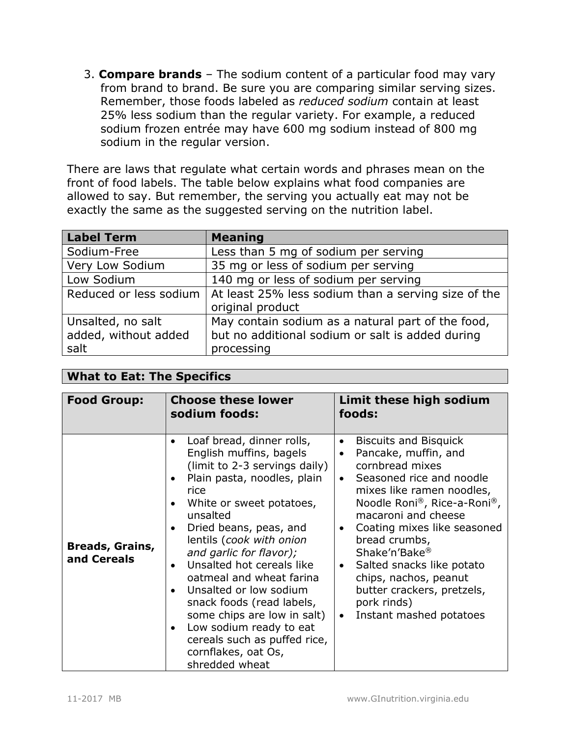3. **Compare brands** – The sodium content of a particular food may vary from brand to brand. Be sure you are comparing similar serving sizes. Remember, those foods labeled as *reduced sodium* contain at least 25% less sodium than the regular variety. For example, a reduced sodium frozen entrée may have 600 mg sodium instead of 800 mg sodium in the regular version.

There are laws that regulate what certain words and phrases mean on the front of food labels. The table below explains what food companies are allowed to say. But remember, the serving you actually eat may not be exactly the same as the suggested serving on the nutrition label.

| **Label Term** | **Meaning** |
| --- | --- |
| Sodium-Free | Less than 5 mg of sodium per serving |
| Very Low Sodium | 35 mg or less of sodium per serving |
| Low Sodium | 140 mg or less of sodium per serving |
| Reduced or less sodium | At least 25% less sodium than a serving size of the original product |
| Unsalted, no salt added, without added salt | May contain sodium as a natural part of the food, but no additional sodium or salt is added during processing |

## What to Eat: The Specifics

| **Food Group:** | **Choose these lower sodium foods:** | **Limit these high sodium foods:** |
| --- | --- | --- |
| **Breads, Grains, and Cereals** | • Loaf bread, dinner rolls, English muffins, bagels (limit to 2-3 servings daily)<br>• Plain pasta, noodles, plain rice<br>• White or sweet potatoes, unsalted<br>• Dried beans, peas, and lentils (*cook with onion and garlic for flavor);*<br>• Unsalted hot cereals like oatmeal and wheat farina<br>• Unsalted or low sodium snack foods (read labels, some chips are low in salt)<br>• Low sodium ready to eat cereals such as puffed rice, cornflakes, oat Os, shredded wheat | • Biscuits and Bisquick<br>• Pancake, muffin, and cornbread mixes<br>• Seasoned rice and noodle mixes like ramen noodles, Noodle Roni®, Rice-a-Roni®, macaroni and cheese<br>• Coating mixes like seasoned bread crumbs, Shake'n'Bake®<br>• Salted snacks like potato chips, nachos, peanut butter crackers, pretzels, pork rinds)<br>• Instant mashed potatoes |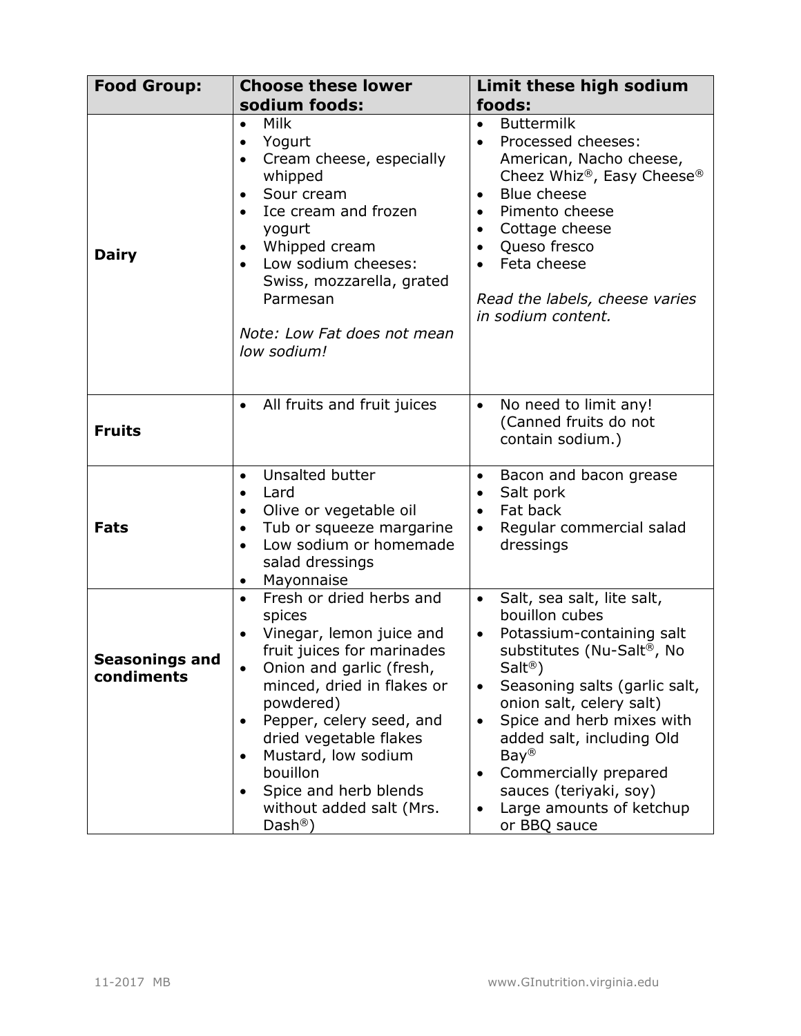| Food Group: | Choose these lower sodium foods: | Limit these high sodium foods: |
|---|---|---|
| **Dairy** | • Milk<br>• Yogurt<br>• Cream cheese, especially whipped<br>• Sour cream<br>• Ice cream and frozen yogurt<br>• Whipped cream<br>• Low sodium cheeses: Swiss, mozzarella, grated Parmesan<br><br>*Note: Low Fat does not mean low sodium!* | • Buttermilk<br>• Processed cheeses: American, Nacho cheese, Cheez Whiz®, Easy Cheese®<br>• Blue cheese<br>• Pimento cheese<br>• Cottage cheese<br>• Queso fresco<br>• Feta cheese<br><br>*Read the labels, cheese varies in sodium content.* |
| **Fruits** | • All fruits and fruit juices | • No need to limit any! (Canned fruits do not contain sodium.) |
| **Fats** | • Unsalted butter<br>• Lard<br>• Olive or vegetable oil<br>• Tub or squeeze margarine<br>• Low sodium or homemade salad dressings<br>• Mayonnaise | • Bacon and bacon grease<br>• Salt pork<br>• Fat back<br>• Regular commercial salad dressings |
| **Seasonings and condiments** | • Fresh or dried herbs and spices<br>• Vinegar, lemon juice and fruit juices for marinades<br>• Onion and garlic (fresh, minced, dried in flakes or powdered)<br>• Pepper, celery seed, and dried vegetable flakes<br>• Mustard, low sodium bouillon<br>• Spice and herb blends without added salt (Mrs. Dash®) | • Salt, sea salt, lite salt, bouillon cubes<br>• Potassium-containing salt substitutes (Nu-Salt®, No Salt®)<br>• Seasoning salts (garlic salt, onion salt, celery salt)<br>• Spice and herb mixes with added salt, including Old Bay®<br>• Commercially prepared sauces (teriyaki, soy)<br>• Large amounts of ketchup or BBQ sauce |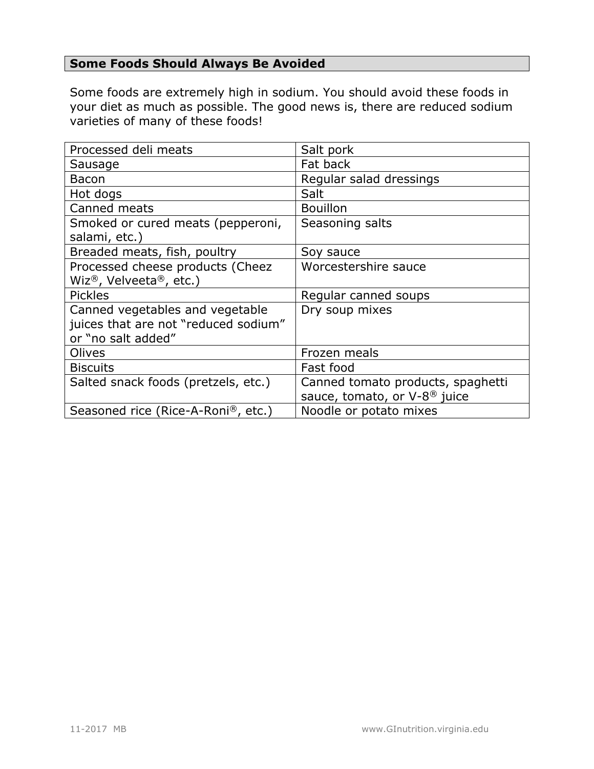## Some Foods Should Always Be Avoided

Some foods are extremely high in sodium. You should avoid these foods in your diet as much as possible. The good news is, there are reduced sodium varieties of many of these foods!

| | |
|---|---|
| Processed deli meats | Salt pork |
| Sausage | Fat back |
| Bacon | Regular salad dressings |
| Hot dogs | Salt |
| Canned meats | Bouillon |
| Smoked or cured meats (pepperoni, salami, etc.) | Seasoning salts |
| Breaded meats, fish, poultry | Soy sauce |
| Processed cheese products (Cheez Wiz®, Velveeta®, etc.) | Worcestershire sauce |
| Pickles | Regular canned soups |
| Canned vegetables and vegetable juices that are not "reduced sodium" or "no salt added" | Dry soup mixes |
| Olives | Frozen meals |
| Biscuits | Fast food |
| Salted snack foods (pretzels, etc.) | Canned tomato products, spaghetti sauce, tomato, or V-8® juice |
| Seasoned rice (Rice-A-Roni®, etc.) | Noodle or potato mixes |